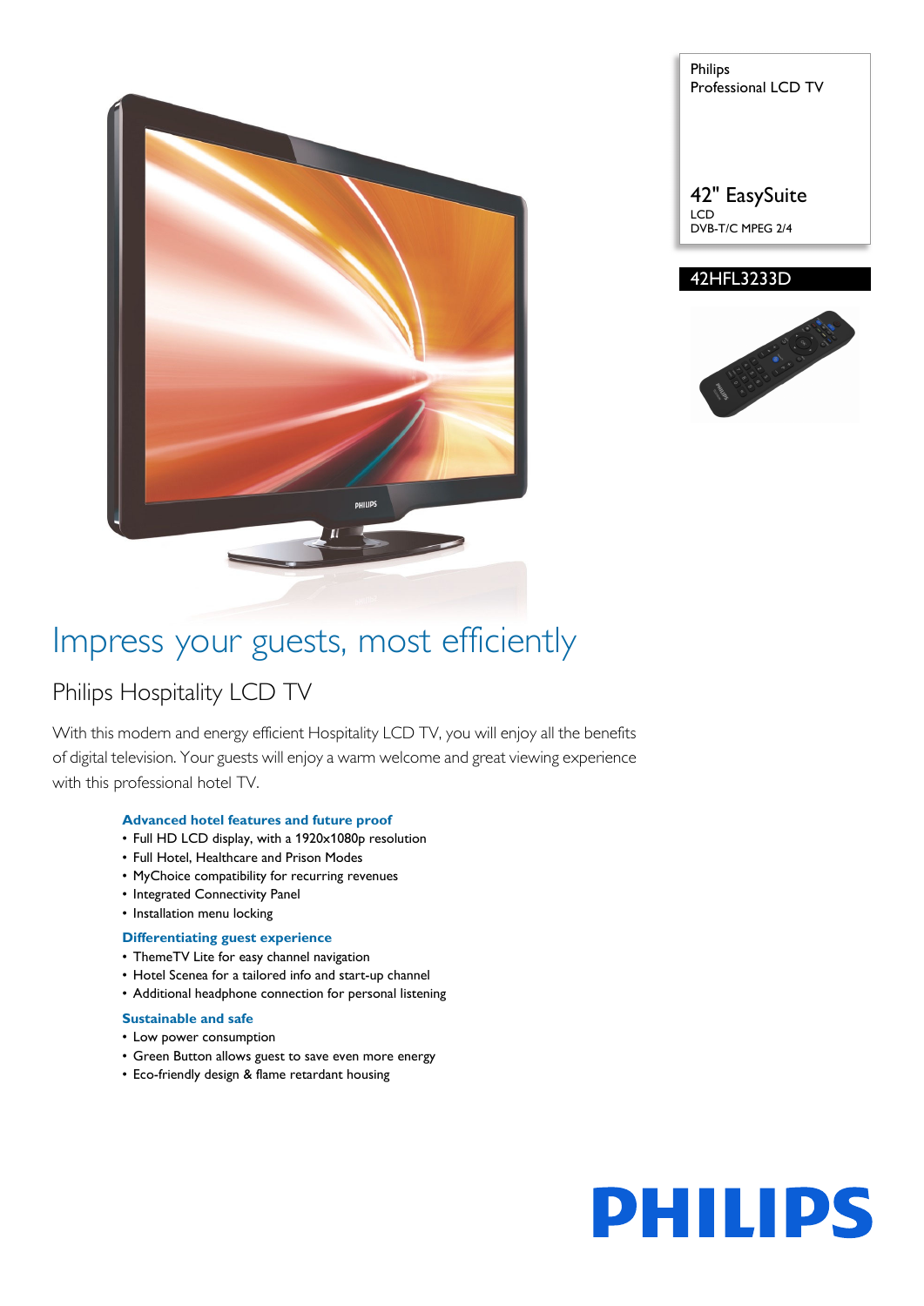Philips
Professional LCD TV

42" EasySuite
LCD
DVB-T/C MPEG 2/4

42HFL3233D

# Impress your guests, most efficiently

## Philips Hospitality LCD TV

With this modern and energy efficient Hospitality LCD TV, you will enjoy all the benefits of digital television. Your guests will enjoy a warm welcome and great viewing experience with this professional hotel TV.

### Advanced hotel features and future proof

- Full HD LCD display, with a 1920x1080p resolution
- Full Hotel, Healthcare and Prison Modes
- MyChoice compatibility for recurring revenues
- Integrated Connectivity Panel
- Installation menu locking

### Differentiating guest experience

- ThemeTV Lite for easy channel navigation
- Hotel Scenea for a tailored info and start-up channel
- Additional headphone connection for personal listening

### Sustainable and safe

- Low power consumption
- Green Button allows guest to save even more energy
- Eco-friendly design & flame retardant housing

PHILIPS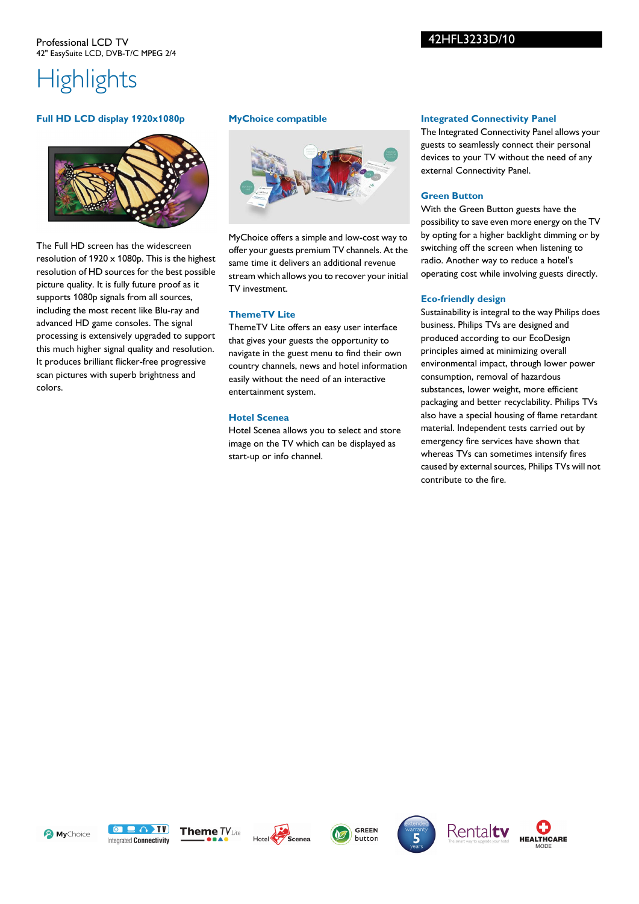Professional LCD TV
42" EasySuite LCD, DVB-T/C MPEG 2/4

42HFL3233D/10

# Highlights

### Full HD LCD display 1920x1080p

The Full HD screen has the widescreen resolution of 1920 x 1080p. This is the highest resolution of HD sources for the best possible picture quality. It is fully future proof as it supports 1080p signals from all sources, including the most recent like Blu-ray and advanced HD game consoles. The signal processing is extensively upgraded to support this much higher signal quality and resolution. It produces brilliant flicker-free progressive scan pictures with superb brightness and colors.

### MyChoice compatible

MyChoice offers a simple and low-cost way to offer your guests premium TV channels. At the same time it delivers an additional revenue stream which allows you to recover your initial TV investment.

### ThemeTV Lite

ThemeTV Lite offers an easy user interface that gives your guests the opportunity to navigate in the guest menu to find their own country channels, news and hotel information easily without the need of an interactive entertainment system.

### Hotel Scenea

Hotel Scenea allows you to select and store image on the TV which can be displayed as start-up or info channel.

### Integrated Connectivity Panel

The Integrated Connectivity Panel allows your guests to seamlessly connect their personal devices to your TV without the need of any external Connectivity Panel.

### Green Button

With the Green Button guests have the possibility to save even more energy on the TV by opting for a higher backlight dimming or by switching off the screen when listening to radio. Another way to reduce a hotel's operating cost while involving guests directly.

### Eco-friendly design

Sustainability is integral to the way Philips does business. Philips TVs are designed and produced according to our EcoDesign principles aimed at minimizing overall environmental impact, through lower power consumption, removal of hazardous substances, lower weight, more efficient packaging and better recyclability. Philips TVs also have a special housing of flame retardant material. Independent tests carried out by emergency fire services have shown that whereas TVs can sometimes intensify fires caused by external sources, Philips TVs will not contribute to the fire.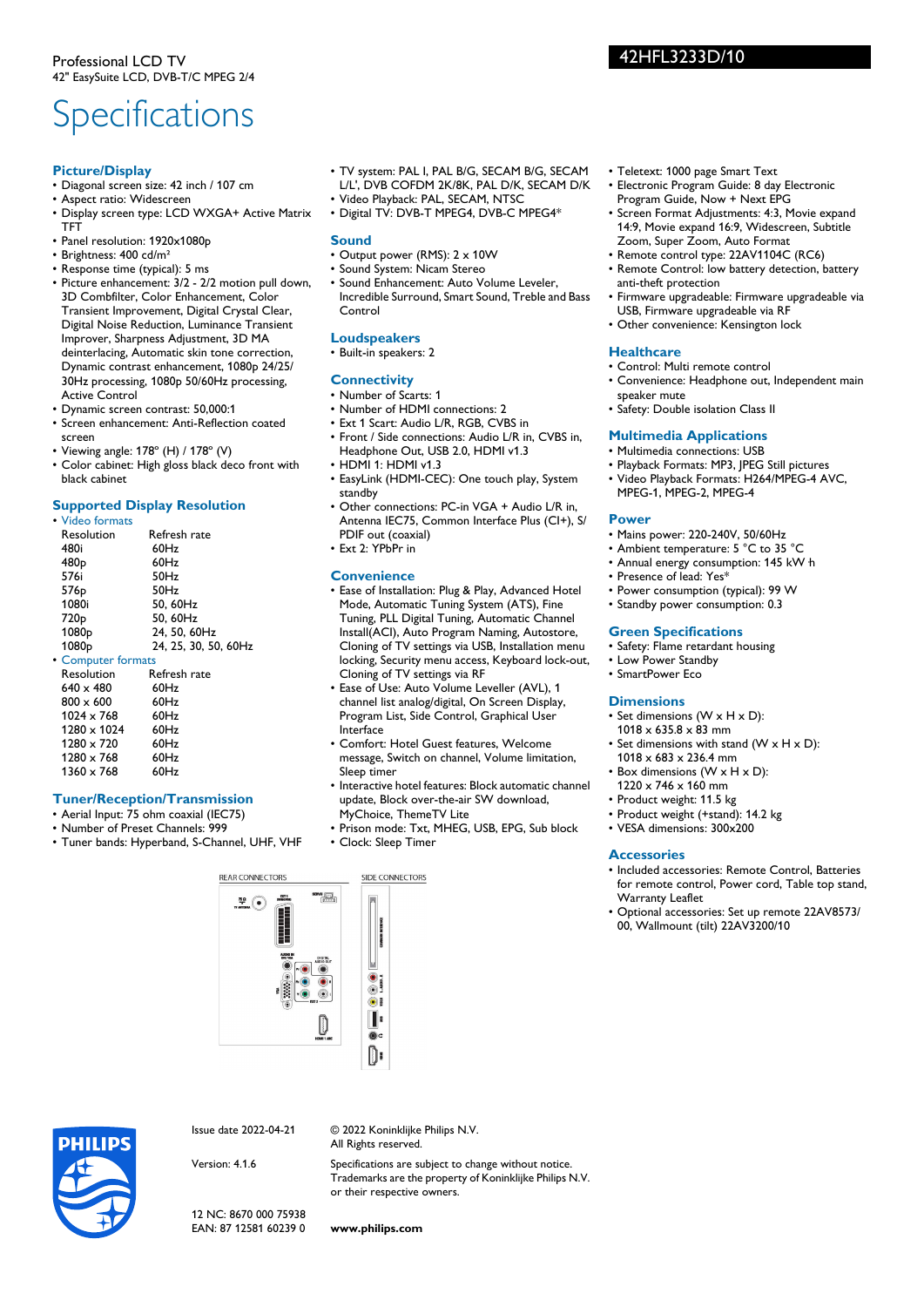Professional LCD TV
42" EasySuite LCD, DVB-T/C MPEG 2/4

42HFL3233D/10

# Specifications

## Picture/Display

- Diagonal screen size: 42 inch / 107 cm
- Aspect ratio: Widescreen
- Display screen type: LCD WXGA+ Active Matrix TFT
- Panel resolution: 1920x1080p
- Brightness: 400 cd/m²
- Response time (typical): 5 ms
- Picture enhancement: 3/2 - 2/2 motion pull down, 3D Combfilter, Color Enhancement, Color Transient Improvement, Digital Crystal Clear, Digital Noise Reduction, Luminance Transient Improver, Sharpness Adjustment, 3D MA deinterlacing, Automatic skin tone correction, Dynamic contrast enhancement, 1080p 24/25/30Hz processing, 1080p 50/60Hz processing, Active Control
- Dynamic screen contrast: 50,000:1
- Screen enhancement: Anti-Reflection coated screen
- Viewing angle: 178° (H) / 178° (V)
- Color cabinet: High gloss black deco front with black cabinet

## Supported Display Resolution

- Video formats

| Resolution | Refresh rate |
|---|---|
| 480i | 60Hz |
| 480p | 60Hz |
| 576i | 50Hz |
| 576p | 50Hz |
| 1080i | 50, 60Hz |
| 720p | 50, 60Hz |
| 1080p | 24, 50, 60Hz |
| 1080p | 24, 25, 30, 50, 60Hz |

- Computer formats

| Resolution | Refresh rate |
|---|---|
| 640 x 480 | 60Hz |
| 800 x 600 | 60Hz |
| 1024 x 768 | 60Hz |
| 1280 x 1024 | 60Hz |
| 1280 x 720 | 60Hz |
| 1280 x 768 | 60Hz |
| 1360 x 768 | 60Hz |

## Tuner/Reception/Transmission

- Aerial Input: 75 ohm coaxial (IEC75)
- Number of Preset Channels: 999
- Tuner bands: Hyperband, S-Channel, UHF, VHF
- TV system: PAL I, PAL B/G, SECAM B/G, SECAM L/L', DVB COFDM 2K/8K, PAL D/K, SECAM D/K
- Video Playback: PAL, SECAM, NTSC
- Digital TV: DVB-T MPEG4, DVB-C MPEG4*

## Sound

- Output power (RMS): 2 x 10W
- Sound System: Nicam Stereo
- Sound Enhancement: Auto Volume Leveler, Incredible Surround, Smart Sound, Treble and Bass Control

## Loudspeakers

- Built-in speakers: 2

## Connectivity

- Number of Scarts: 1
- Number of HDMI connections: 2
- Ext 1 Scart: Audio L/R, RGB, CVBS in
- Front / Side connections: Audio L/R in, CVBS in, Headphone Out, USB 2.0, HDMI v1.3
- HDMI 1: HDMI v1.3
- EasyLink (HDMI-CEC): One touch play, System standby
- Other connections: PC-in VGA + Audio L/R in, Antenna IEC75, Common Interface Plus (CI+), S/PDIF out (coaxial)
- Ext 2: YPbPr in

## Convenience

- Ease of Installation: Plug & Play, Advanced Hotel Mode, Automatic Tuning System (ATS), Fine Tuning, PLL Digital Tuning, Automatic Channel Install(ACI), Auto Program Naming, Autostore, Cloning of TV settings via USB, Installation menu locking, Security menu access, Keyboard lock-out, Cloning of TV settings via RF
- Ease of Use: Auto Volume Leveller (AVL), 1 channel list analog/digital, On Screen Display, Program List, Side Control, Graphical User Interface
- Comfort: Hotel Guest features, Welcome message, Switch on channel, Volume limitation, Sleep timer
- Interactive hotel features: Block automatic channel update, Block over-the-air SW download, MyChoice, ThemeTV Lite
- Prison mode: Txt, MHEG, USB, EPG, Sub block
- Clock: Sleep Timer
- Teletext: 1000 page Smart Text
- Electronic Program Guide: 8 day Electronic Program Guide, Now + Next EPG
- Screen Format Adjustments: 4:3, Movie expand 14:9, Movie expand 16:9, Widescreen, Subtitle Zoom, Super Zoom, Auto Format
- Remote control type: 22AV1104C (RC6)
- Remote Control: low battery detection, battery anti-theft protection
- Firmware upgradeable: Firmware upgradeable via USB, Firmware upgradeable via RF
- Other convenience: Kensington lock

## Healthcare

- Control: Multi remote control
- Convenience: Headphone out, Independent main speaker mute
- Safety: Double isolation Class II

## Multimedia Applications

- Multimedia connections: USB
- Playback Formats: MP3, JPEG Still pictures
- Video Playback Formats: H264/MPEG-4 AVC, MPEG-1, MPEG-2, MPEG-4

## Power

- Mains power: 220-240V, 50/60Hz
- Ambient temperature: 5 °C to 35 °C
- Annual energy consumption: 145 kW h
- Presence of lead: Yes*
- Power consumption (typical): 99 W
- Standby power consumption: 0.3

## Green Specifications

- Safety: Flame retardant housing
- Low Power Standby
- SmartPower Eco

## Dimensions

- Set dimensions (W x H x D): 1018 x 635.8 x 83 mm
- Set dimensions with stand (W x H x D): 1018 x 683 x 236.4 mm
- Box dimensions (W x H x D): 1220 x 746 x 160 mm
- Product weight: 11.5 kg
- Product weight (+stand): 14.2 kg
- VESA dimensions: 300x200

## Accessories

- Included accessories: Remote Control, Batteries for remote control, Power cord, Table top stand, Warranty Leaflet
- Optional accessories: Set up remote 22AV8573/00, Wallmount (tilt) 22AV3200/10

REAR CONNECTORS

SIDE CONNECTORS

Issue date 2022-04-21

Version: 4.1.6

12 NC: 8670 000 75938
EAN: 87 12581 60239 0

© 2022 Koninklijke Philips N.V.
All Rights reserved.

Specifications are subject to change without notice. Trademarks are the property of Koninklijke Philips N.V. or their respective owners.

www.philips.com